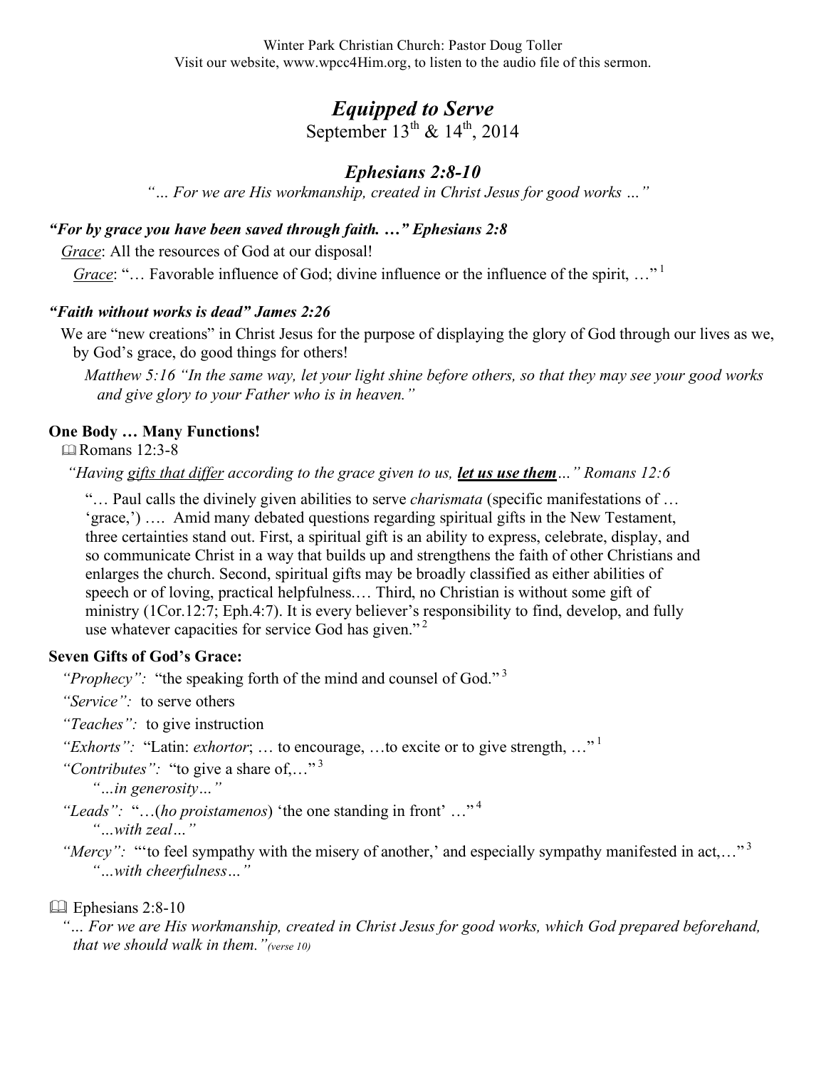Winter Park Christian Church: Pastor Doug Toller
Visit our website, www.wpcc4Him.org, to listen to the audio file of this sermon.

# *Equipped to Serve*

September 13th & 14th, 2014

## *Ephesians 2:8-10*

*"… For we are His workmanship, created in Christ Jesus for good works …"*

### *"For by grace you have been saved through faith. …" Ephesians 2:8*

*Grace*: All the resources of God at our disposal!

*Grace*: "… Favorable influence of God; divine influence or the influence of the spirit, …" [1]

### *"Faith without works is dead" James 2:26*

We are "new creations" in Christ Jesus for the purpose of displaying the glory of God through our lives as we, by God's grace, do good things for others!

*Matthew 5:16 "In the same way, let your light shine before others, so that they may see your good works and give glory to your Father who is in heaven."*

### One Body … Many Functions!

📖 Romans 12:3-8

*"Having gifts that differ according to the grace given to us, **let us use them**…" Romans 12:6*

"… Paul calls the divinely given abilities to serve *charismata* (specific manifestations of … 'grace,') …. Amid many debated questions regarding spiritual gifts in the New Testament, three certainties stand out. First, a spiritual gift is an ability to express, celebrate, display, and so communicate Christ in a way that builds up and strengthens the faith of other Christians and enlarges the church. Second, spiritual gifts may be broadly classified as either abilities of speech or of loving, practical helpfulness.… Third, no Christian is without some gift of ministry (1Cor.12:7; Eph.4:7). It is every believer's responsibility to find, develop, and fully use whatever capacities for service God has given." [2]

### Seven Gifts of God's Grace:

*"Prophecy":* "the speaking forth of the mind and counsel of God." [3]

*"Service":* to serve others

*"Teaches":* to give instruction

*"Exhorts":* "Latin: *exhortor*; … to encourage, …to excite or to give strength, …" [1]

*"Contributes":* "to give a share of,…" [3]
*"…in generosity…"*

*"Leads":* "…(*ho proistamenos*) 'the one standing in front' …" [4]
*"…with zeal…"*

*"Mercy":* "'to feel sympathy with the misery of another,' and especially sympathy manifested in act,…" [3]
*"…with cheerfulness…"*

📖 Ephesians 2:8-10

*"… For we are His workmanship, created in Christ Jesus for good works, which God prepared beforehand, that we should walk in them."(verse 10)*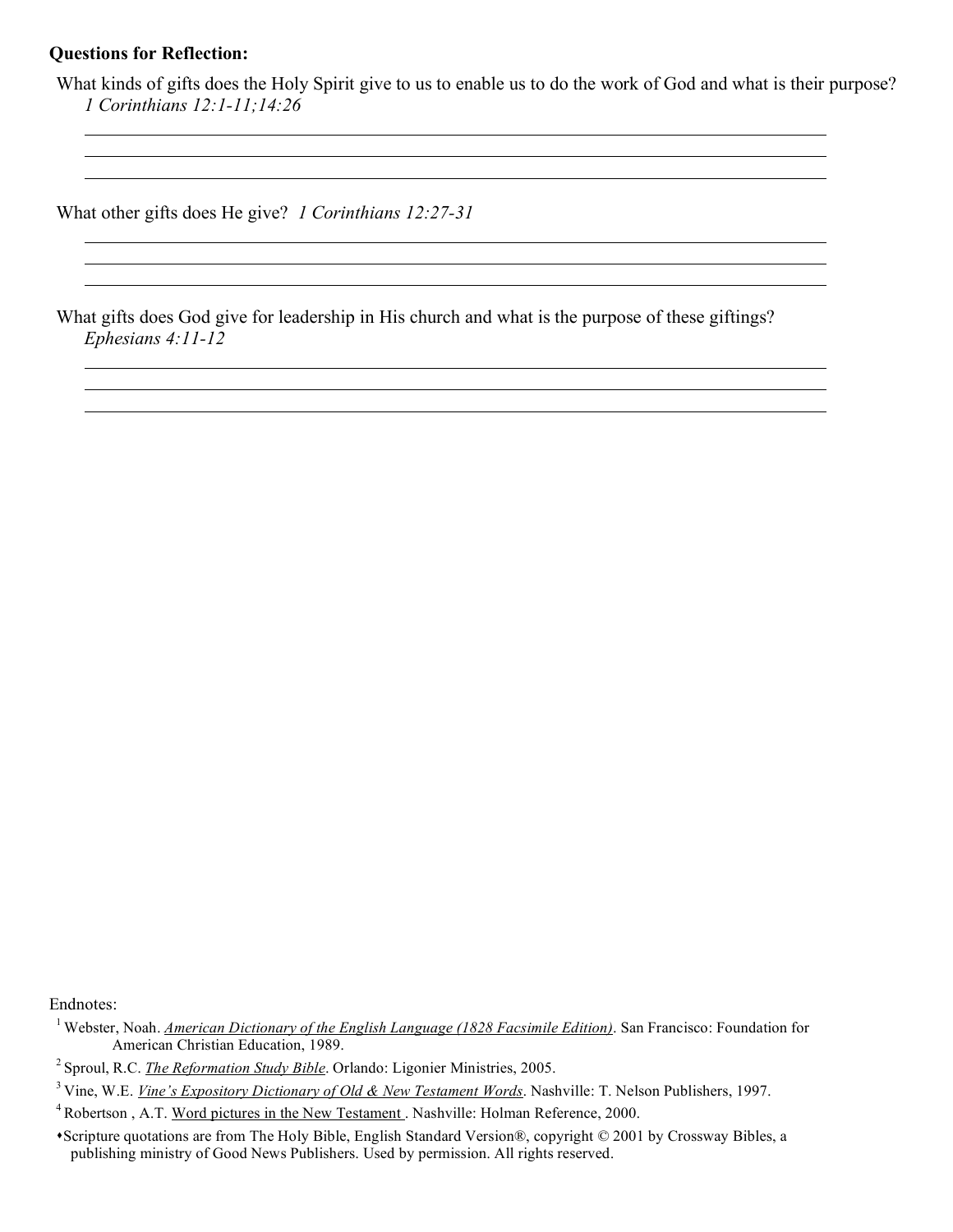**Questions for Reflection:**

What kinds of gifts does the Holy Spirit give to us to enable us to do the work of God and what is their purpose? *1 Corinthians 12:1-11;14:26*

What other gifts does He give? *1 Corinthians 12:27-31*

What gifts does God give for leadership in His church and what is the purpose of these giftings? *Ephesians 4:11-12*

Endnotes:

[1] Webster, Noah. *American Dictionary of the English Language (1828 Facsimile Edition)*. San Francisco: Foundation for American Christian Education, 1989.

[2] Sproul, R.C. *The Reformation Study Bible*. Orlando: Ligonier Ministries, 2005.

[3] Vine, W.E. *Vine's Expository Dictionary of Old & New Testament Words*. Nashville: T. Nelson Publishers, 1997.

[4] Robertson , A.T. Word pictures in the New Testament . Nashville: Holman Reference, 2000.

⬩Scripture quotations are from The Holy Bible, English Standard Version®, copyright © 2001 by Crossway Bibles, a publishing ministry of Good News Publishers. Used by permission. All rights reserved.